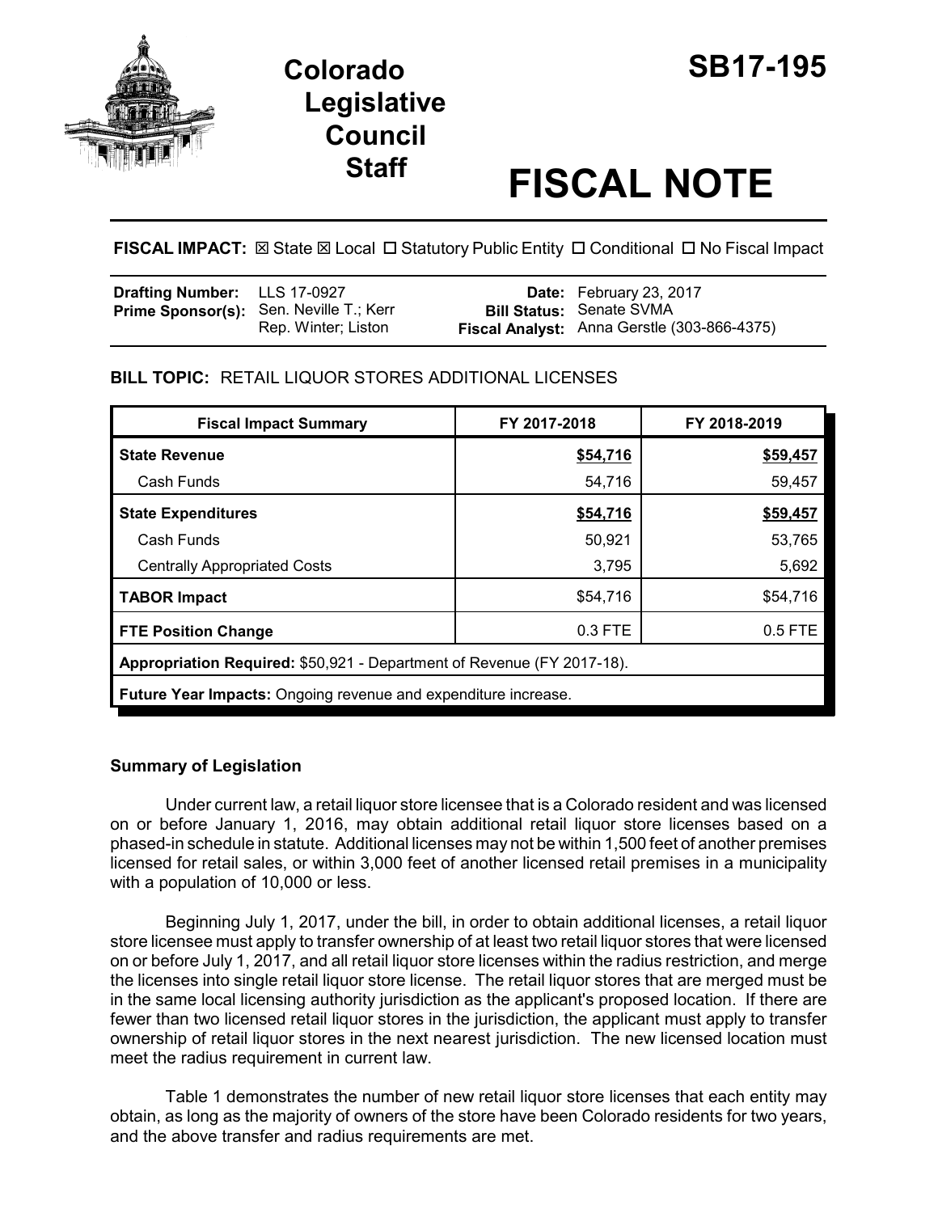# Colorado Legislative Council Staff

# SB17-195

# FISCAL NOTE

**FISCAL IMPACT:** ☒ State ☒ Local ☐ Statutory Public Entity ☐ Conditional ☐ No Fiscal Impact

| | | | |
|---|---|---|---|
| **Drafting Number:** | LLS 17-0927 | **Date:** | February 23, 2017 |
| **Prime Sponsor(s):** | Sen. Neville T.; Kerr<br>Rep. Winter; Liston | **Bill Status:** | Senate SVMA |
| | | **Fiscal Analyst:** | Anna Gerstle (303-866-4375) |

**BILL TOPIC:** RETAIL LIQUOR STORES ADDITIONAL LICENSES

| Fiscal Impact Summary | FY 2017-2018 | FY 2018-2019 |
|---|---|---|
| **State Revenue** | **$54,716** | **$59,457** |
| Cash Funds | 54,716 | 59,457 |
| **State Expenditures** | **$54,716** | **$59,457** |
| Cash Funds | 50,921 | 53,765 |
| Centrally Appropriated Costs | 3,795 | 5,692 |
| **TABOR Impact** | $54,716 | $54,716 |
| **FTE Position Change** | 0.3 FTE | 0.5 FTE |
| **Appropriation Required:** $50,921 - Department of Revenue (FY 2017-18). | | |
| **Future Year Impacts:** Ongoing revenue and expenditure increase. | | |

## Summary of Legislation

Under current law, a retail liquor store licensee that is a Colorado resident and was licensed on or before January 1, 2016, may obtain additional retail liquor store licenses based on a phased-in schedule in statute. Additional licenses may not be within 1,500 feet of another premises licensed for retail sales, or within 3,000 feet of another licensed retail premises in a municipality with a population of 10,000 or less.

Beginning July 1, 2017, under the bill, in order to obtain additional licenses, a retail liquor store licensee must apply to transfer ownership of at least two retail liquor stores that were licensed on or before July 1, 2017, and all retail liquor store licenses within the radius restriction, and merge the licenses into single retail liquor store license. The retail liquor stores that are merged must be in the same local licensing authority jurisdiction as the applicant's proposed location. If there are fewer than two licensed retail liquor stores in the jurisdiction, the applicant must apply to transfer ownership of retail liquor stores in the next nearest jurisdiction. The new licensed location must meet the radius requirement in current law.

Table 1 demonstrates the number of new retail liquor store licenses that each entity may obtain, as long as the majority of owners of the store have been Colorado residents for two years, and the above transfer and radius requirements are met.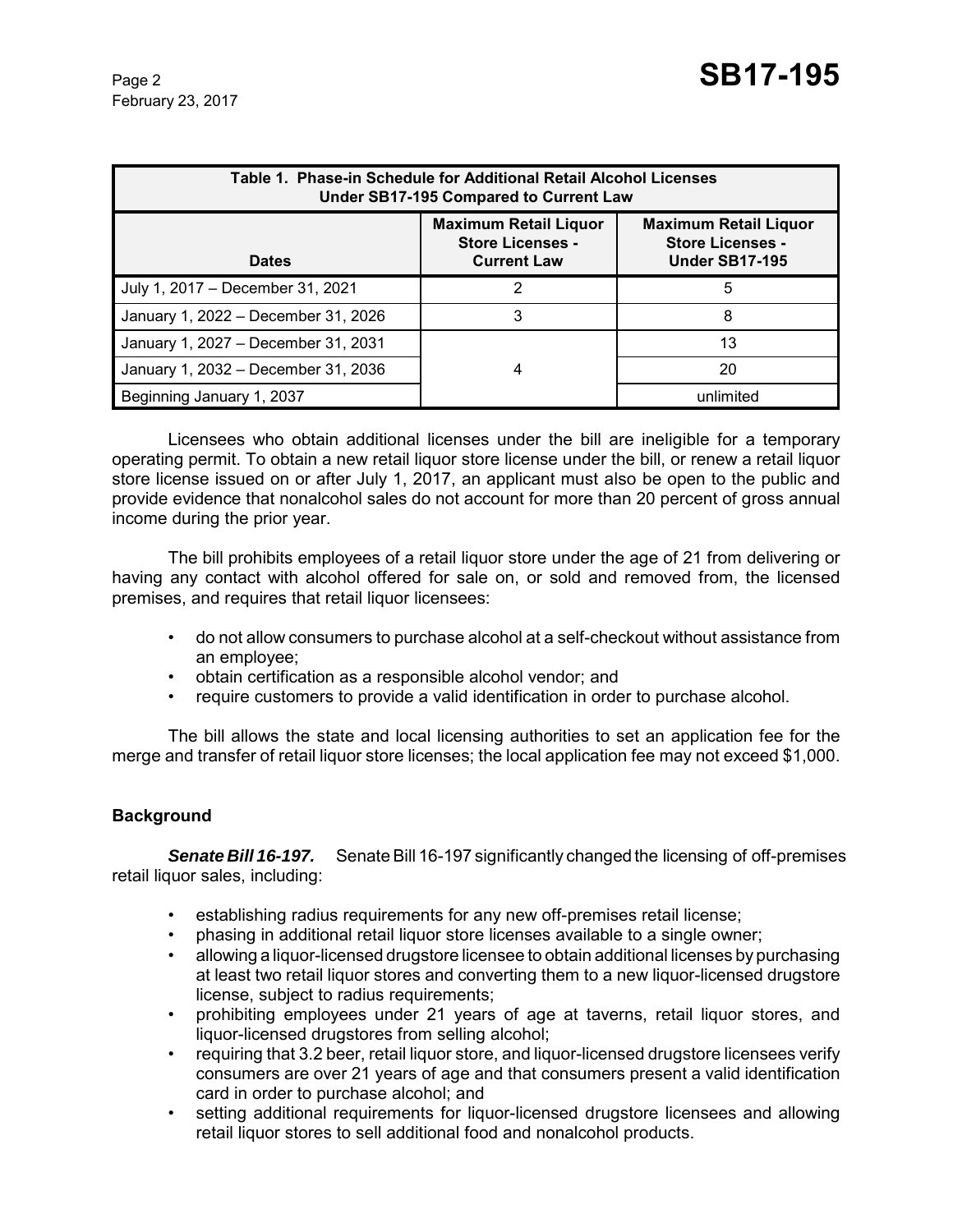| Table 1. Phase-in Schedule for Additional Retail Alcohol Licenses Under SB17-195 Compared to Current Law | | |
|---|---|---|
| **Dates** | **Maximum Retail Liquor Store Licenses - Current Law** | **Maximum Retail Liquor Store Licenses - Under SB17-195** |
| July 1, 2017 – December 31, 2021 | 2 | 5 |
| January 1, 2022 – December 31, 2026 | 3 | 8 |
| January 1, 2027 – December 31, 2031 | 4 | 13 |
| January 1, 2032 – December 31, 2036 | | 20 |
| Beginning January 1, 2037 | | unlimited |

Licensees who obtain additional licenses under the bill are ineligible for a temporary operating permit. To obtain a new retail liquor store license under the bill, or renew a retail liquor store license issued on or after July 1, 2017, an applicant must also be open to the public and provide evidence that nonalcohol sales do not account for more than 20 percent of gross annual income during the prior year.

The bill prohibits employees of a retail liquor store under the age of 21 from delivering or having any contact with alcohol offered for sale on, or sold and removed from, the licensed premises, and requires that retail liquor licensees:

- do not allow consumers to purchase alcohol at a self-checkout without assistance from an employee;
- obtain certification as a responsible alcohol vendor; and
- require customers to provide a valid identification in order to purchase alcohol.

The bill allows the state and local licensing authorities to set an application fee for the merge and transfer of retail liquor store licenses; the local application fee may not exceed $1,000.

### Background

***Senate Bill 16-197.*** Senate Bill 16-197 significantly changed the licensing of off-premises retail liquor sales, including:

- establishing radius requirements for any new off-premises retail license;
- phasing in additional retail liquor store licenses available to a single owner;
- allowing a liquor-licensed drugstore licensee to obtain additional licenses by purchasing at least two retail liquor stores and converting them to a new liquor-licensed drugstore license, subject to radius requirements;
- prohibiting employees under 21 years of age at taverns, retail liquor stores, and liquor-licensed drugstores from selling alcohol;
- requiring that 3.2 beer, retail liquor store, and liquor-licensed drugstore licensees verify consumers are over 21 years of age and that consumers present a valid identification card in order to purchase alcohol; and
- setting additional requirements for liquor-licensed drugstore licensees and allowing retail liquor stores to sell additional food and nonalcohol products.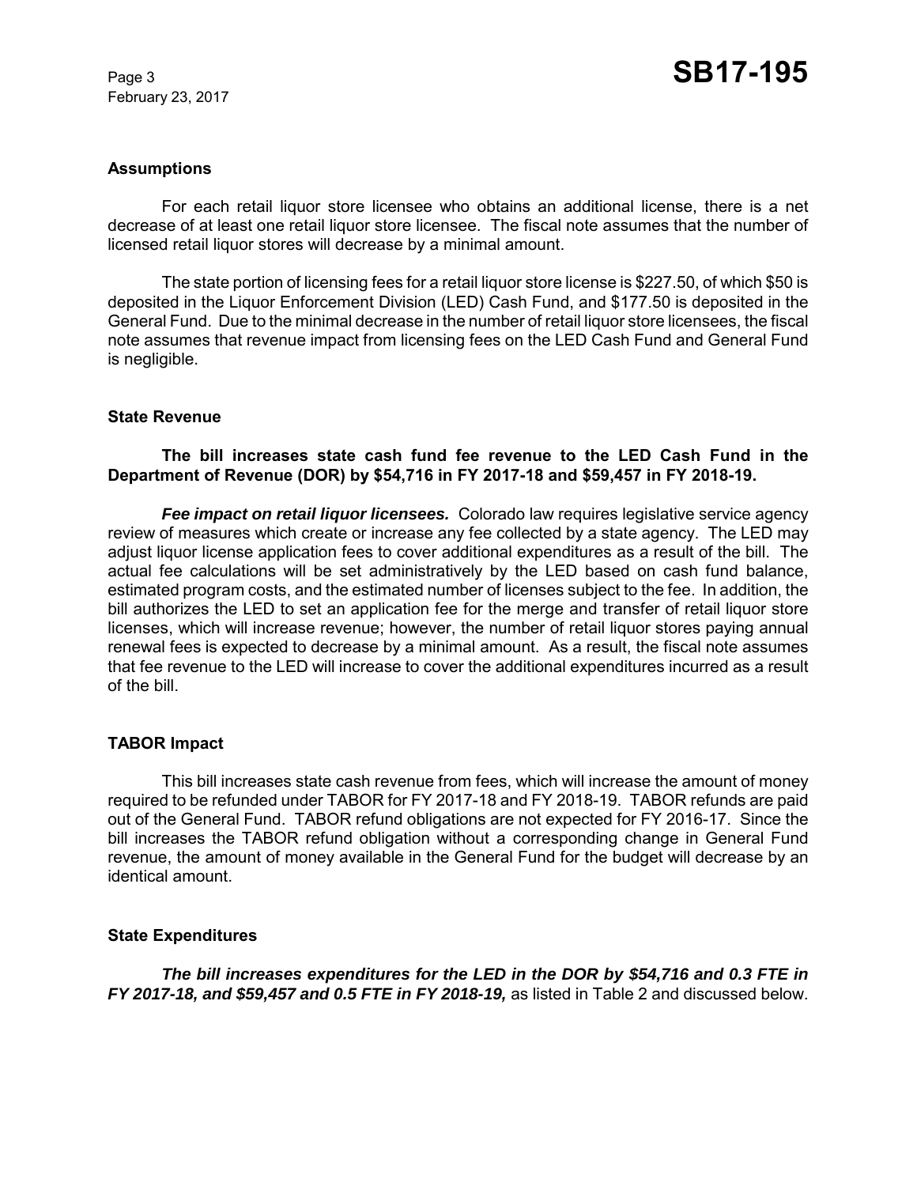### Assumptions

For each retail liquor store licensee who obtains an additional license, there is a net decrease of at least one retail liquor store licensee. The fiscal note assumes that the number of licensed retail liquor stores will decrease by a minimal amount.

The state portion of licensing fees for a retail liquor store license is $227.50, of which $50 is deposited in the Liquor Enforcement Division (LED) Cash Fund, and $177.50 is deposited in the General Fund. Due to the minimal decrease in the number of retail liquor store licensees, the fiscal note assumes that revenue impact from licensing fees on the LED Cash Fund and General Fund is negligible.

### State Revenue

**The bill increases state cash fund fee revenue to the LED Cash Fund in the Department of Revenue (DOR) by $54,716 in FY 2017-18 and $59,457 in FY 2018-19.**

***Fee impact on retail liquor licensees.*** Colorado law requires legislative service agency review of measures which create or increase any fee collected by a state agency. The LED may adjust liquor license application fees to cover additional expenditures as a result of the bill. The actual fee calculations will be set administratively by the LED based on cash fund balance, estimated program costs, and the estimated number of licenses subject to the fee. In addition, the bill authorizes the LED to set an application fee for the merge and transfer of retail liquor store licenses, which will increase revenue; however, the number of retail liquor stores paying annual renewal fees is expected to decrease by a minimal amount. As a result, the fiscal note assumes that fee revenue to the LED will increase to cover the additional expenditures incurred as a result of the bill.

### TABOR Impact

This bill increases state cash revenue from fees, which will increase the amount of money required to be refunded under TABOR for FY 2017-18 and FY 2018-19. TABOR refunds are paid out of the General Fund. TABOR refund obligations are not expected for FY 2016-17. Since the bill increases the TABOR refund obligation without a corresponding change in General Fund revenue, the amount of money available in the General Fund for the budget will decrease by an identical amount.

### State Expenditures

***The bill increases expenditures for the LED in the DOR by $54,716 and 0.3 FTE in FY 2017-18, and $59,457 and 0.5 FTE in FY 2018-19,*** as listed in Table 2 and discussed below.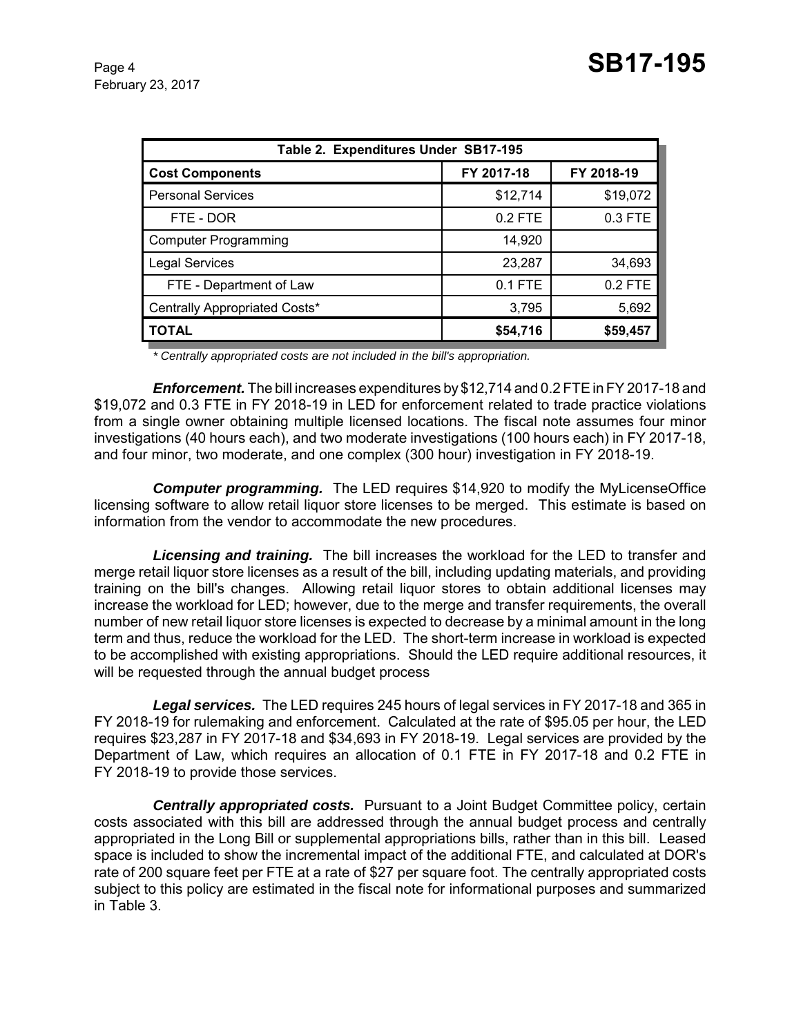| Table 2. Expenditures Under SB17-195 | | |
|---|---|---|
| **Cost Components** | **FY 2017-18** | **FY 2018-19** |
| Personal Services | $12,714 | $19,072 |
| FTE - DOR | 0.2 FTE | 0.3 FTE |
| Computer Programming | 14,920 | |
| Legal Services | 23,287 | 34,693 |
| FTE - Department of Law | 0.1 FTE | 0.2 FTE |
| Centrally Appropriated Costs* | 3,795 | 5,692 |
| **TOTAL** | **$54,716** | **$59,457** |

*\* Centrally appropriated costs are not included in the bill's appropriation.*

***Enforcement.*** The bill increases expenditures by $12,714 and 0.2 FTE in FY 2017-18 and $19,072 and 0.3 FTE in FY 2018-19 in LED for enforcement related to trade practice violations from a single owner obtaining multiple licensed locations. The fiscal note assumes four minor investigations (40 hours each), and two moderate investigations (100 hours each) in FY 2017-18, and four minor, two moderate, and one complex (300 hour) investigation in FY 2018-19.

***Computer programming.*** The LED requires $14,920 to modify the MyLicenseOffice licensing software to allow retail liquor store licenses to be merged. This estimate is based on information from the vendor to accommodate the new procedures.

***Licensing and training.*** The bill increases the workload for the LED to transfer and merge retail liquor store licenses as a result of the bill, including updating materials, and providing training on the bill's changes. Allowing retail liquor stores to obtain additional licenses may increase the workload for LED; however, due to the merge and transfer requirements, the overall number of new retail liquor store licenses is expected to decrease by a minimal amount in the long term and thus, reduce the workload for the LED. The short-term increase in workload is expected to be accomplished with existing appropriations. Should the LED require additional resources, it will be requested through the annual budget process

***Legal services.*** The LED requires 245 hours of legal services in FY 2017-18 and 365 in FY 2018-19 for rulemaking and enforcement. Calculated at the rate of $95.05 per hour, the LED requires $23,287 in FY 2017-18 and $34,693 in FY 2018-19. Legal services are provided by the Department of Law, which requires an allocation of 0.1 FTE in FY 2017-18 and 0.2 FTE in FY 2018-19 to provide those services.

***Centrally appropriated costs.*** Pursuant to a Joint Budget Committee policy, certain costs associated with this bill are addressed through the annual budget process and centrally appropriated in the Long Bill or supplemental appropriations bills, rather than in this bill. Leased space is included to show the incremental impact of the additional FTE, and calculated at DOR's rate of 200 square feet per FTE at a rate of $27 per square foot. The centrally appropriated costs subject to this policy are estimated in the fiscal note for informational purposes and summarized in Table 3.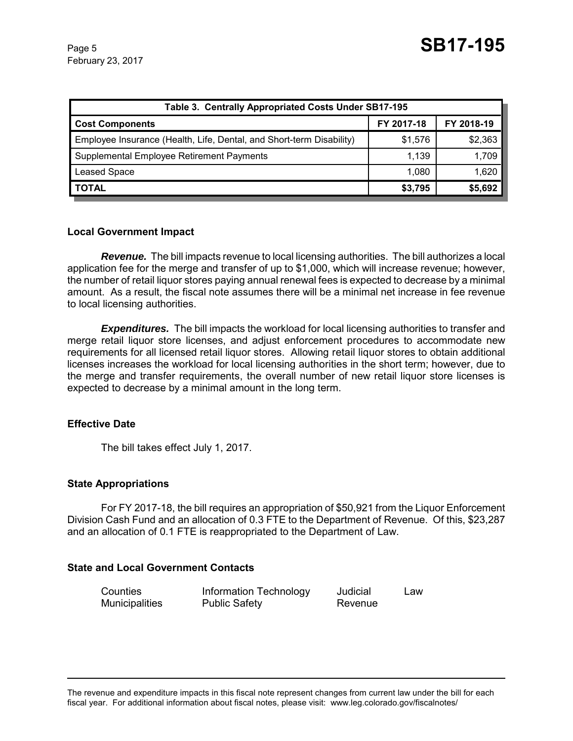| Table 3. Centrally Appropriated Costs Under SB17-195 | | |
|---|---|---|
| **Cost Components** | **FY 2017-18** | **FY 2018-19** |
| Employee Insurance (Health, Life, Dental, and Short-term Disability) | $1,576 | $2,363 |
| Supplemental Employee Retirement Payments | 1,139 | 1,709 |
| Leased Space | 1,080 | 1,620 |
| **TOTAL** | **$3,795** | **$5,692** |

### Local Government Impact

***Revenue.*** The bill impacts revenue to local licensing authorities. The bill authorizes a local application fee for the merge and transfer of up to $1,000, which will increase revenue; however, the number of retail liquor stores paying annual renewal fees is expected to decrease by a minimal amount. As a result, the fiscal note assumes there will be a minimal net increase in fee revenue to local licensing authorities.

***Expenditures.*** The bill impacts the workload for local licensing authorities to transfer and merge retail liquor store licenses, and adjust enforcement procedures to accommodate new requirements for all licensed retail liquor stores. Allowing retail liquor stores to obtain additional licenses increases the workload for local licensing authorities in the short term; however, due to the merge and transfer requirements, the overall number of new retail liquor store licenses is expected to decrease by a minimal amount in the long term.

### Effective Date

The bill takes effect July 1, 2017.

### State Appropriations

For FY 2017-18, the bill requires an appropriation of $50,921 from the Liquor Enforcement Division Cash Fund and an allocation of 0.3 FTE to the Department of Revenue. Of this, $23,287 and an allocation of 0.1 FTE is reappropriated to the Department of Law.

### State and Local Government Contacts

| | | | |
|---|---|---|---|
| Counties | Information Technology | Judicial | Law |
| Municipalities | Public Safety | Revenue | |

The revenue and expenditure impacts in this fiscal note represent changes from current law under the bill for each fiscal year. For additional information about fiscal notes, please visit: www.leg.colorado.gov/fiscalnotes/